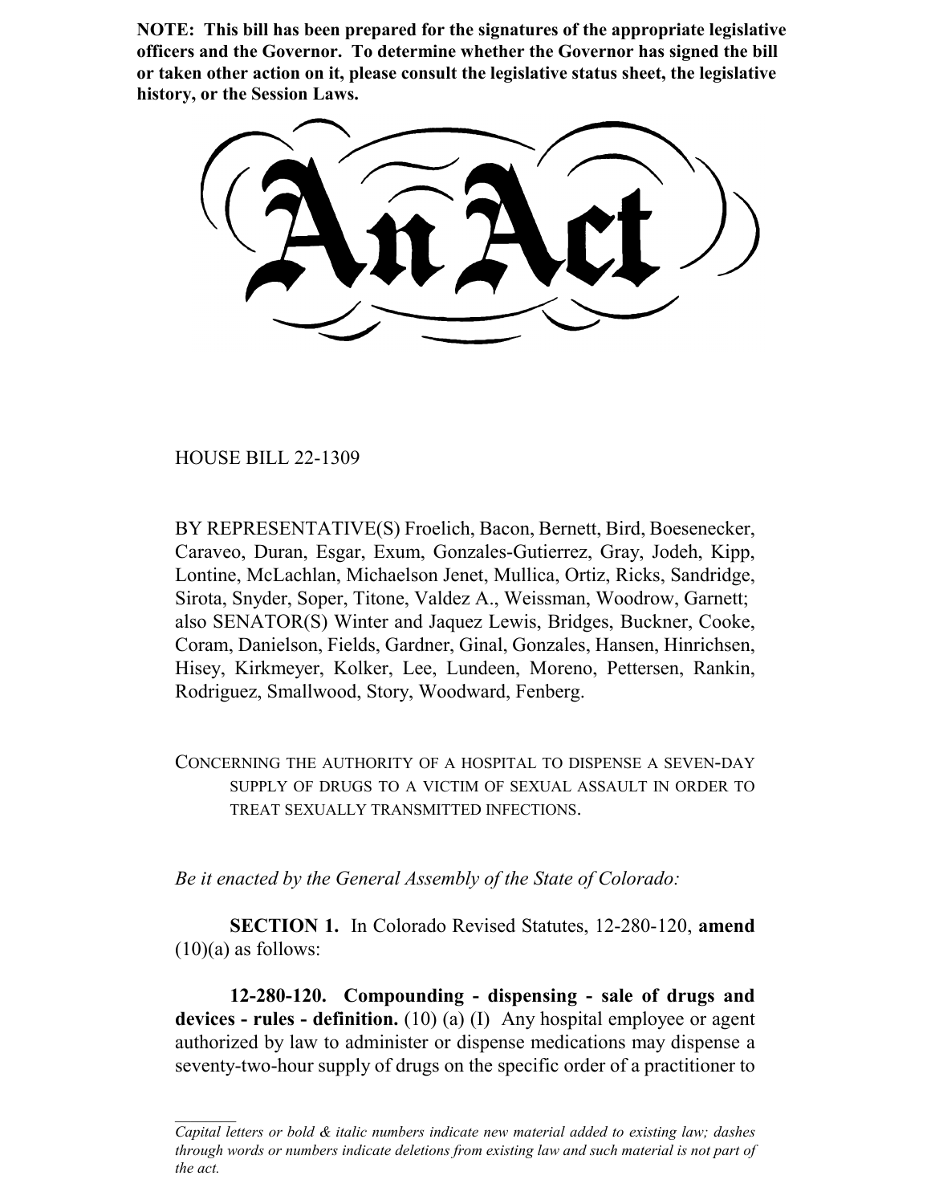**NOTE: This bill has been prepared for the signatures of the appropriate legislative officers and the Governor. To determine whether the Governor has signed the bill or taken other action on it, please consult the legislative status sheet, the legislative history, or the Session Laws.**

# An Act

HOUSE BILL 22-1309

BY REPRESENTATIVE(S) Froelich, Bacon, Bernett, Bird, Boesenecker, Caraveo, Duran, Esgar, Exum, Gonzales-Gutierrez, Gray, Jodeh, Kipp, Lontine, McLachlan, Michaelson Jenet, Mullica, Ortiz, Ricks, Sandridge, Sirota, Snyder, Soper, Titone, Valdez A., Weissman, Woodrow, Garnett; also SENATOR(S) Winter and Jaquez Lewis, Bridges, Buckner, Cooke, Coram, Danielson, Fields, Gardner, Ginal, Gonzales, Hansen, Hinrichsen, Hisey, Kirkmeyer, Kolker, Lee, Lundeen, Moreno, Pettersen, Rankin, Rodriguez, Smallwood, Story, Woodward, Fenberg.

CONCERNING THE AUTHORITY OF A HOSPITAL TO DISPENSE A SEVEN-DAY SUPPLY OF DRUGS TO A VICTIM OF SEXUAL ASSAULT IN ORDER TO TREAT SEXUALLY TRANSMITTED INFECTIONS.

*Be it enacted by the General Assembly of the State of Colorado:*

**SECTION 1.** In Colorado Revised Statutes, 12-280-120, **amend** (10)(a) as follows:

**12-280-120. Compounding - dispensing - sale of drugs and devices - rules - definition.** (10) (a) (I) Any hospital employee or agent authorized by law to administer or dispense medications may dispense a seventy-two-hour supply of drugs on the specific order of a practitioner to

*Capital letters or bold & italic numbers indicate new material added to existing law; dashes through words or numbers indicate deletions from existing law and such material is not part of the act.*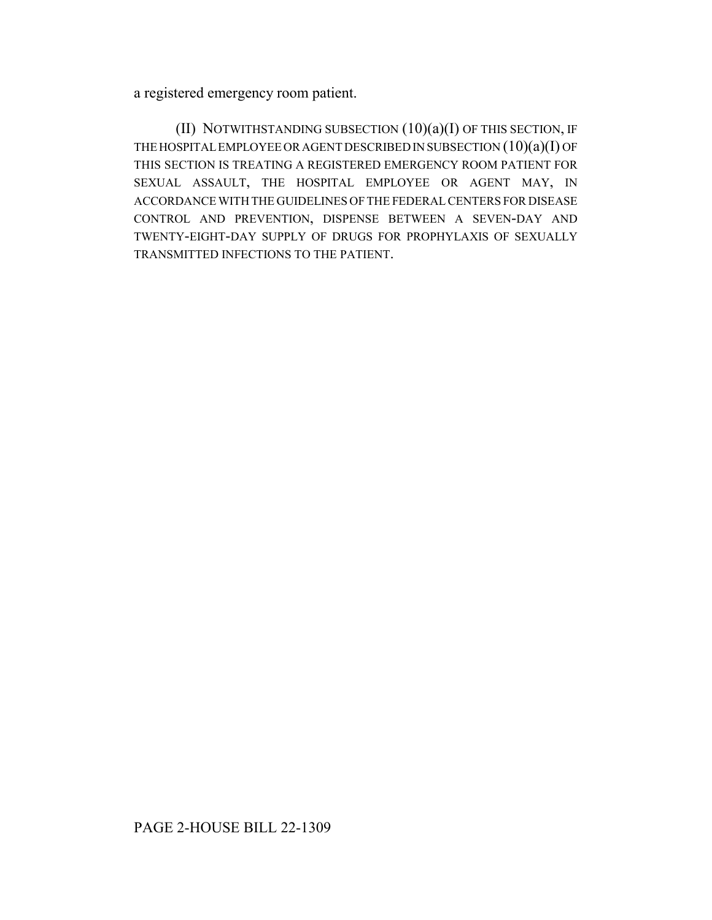a registered emergency room patient.

(II) NOTWITHSTANDING SUBSECTION (10)(a)(I) OF THIS SECTION, IF THE HOSPITAL EMPLOYEE OR AGENT DESCRIBED IN SUBSECTION (10)(a)(I) OF THIS SECTION IS TREATING A REGISTERED EMERGENCY ROOM PATIENT FOR SEXUAL ASSAULT, THE HOSPITAL EMPLOYEE OR AGENT MAY, IN ACCORDANCE WITH THE GUIDELINES OF THE FEDERAL CENTERS FOR DISEASE CONTROL AND PREVENTION, DISPENSE BETWEEN A SEVEN-DAY AND TWENTY-EIGHT-DAY SUPPLY OF DRUGS FOR PROPHYLAXIS OF SEXUALLY TRANSMITTED INFECTIONS TO THE PATIENT.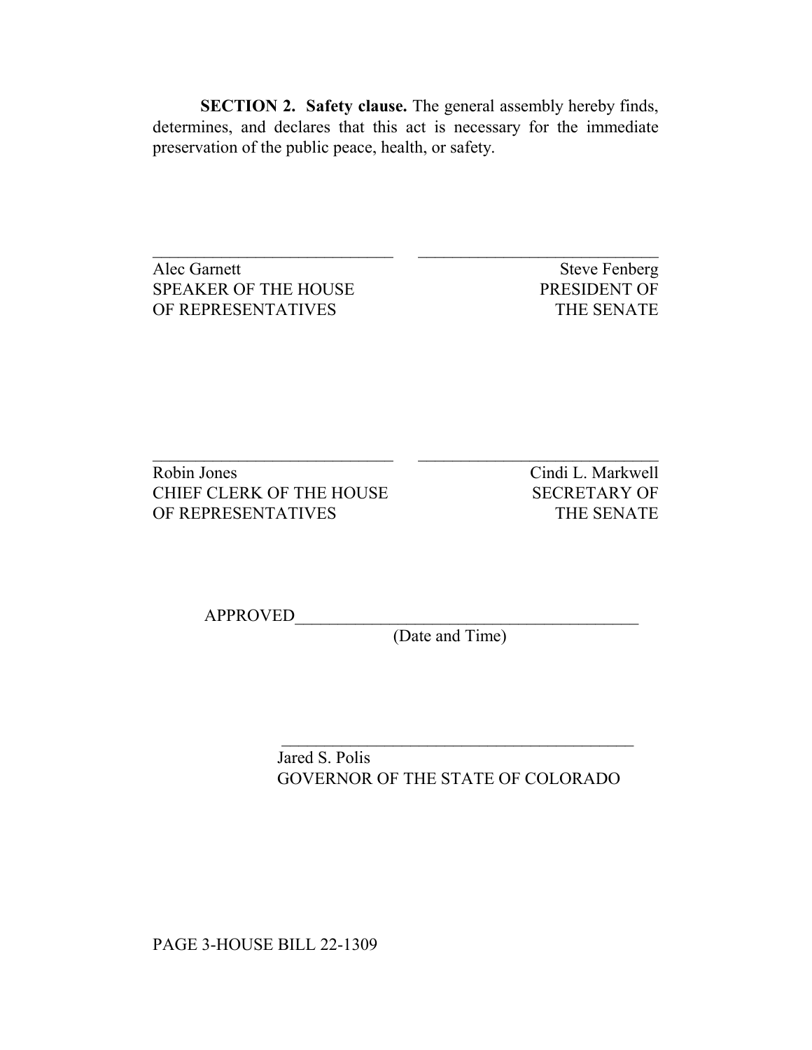**SECTION 2. Safety clause.** The general assembly hereby finds, determines, and declares that this act is necessary for the immediate preservation of the public peace, health, or safety.

\_\_\_\_\_\_\_\_\_\_\_\_\_\_\_\_\_\_\_\_\_\_\_\_\_\_\_\_
Alec Garnett
SPEAKER OF THE HOUSE
OF REPRESENTATIVES

\_\_\_\_\_\_\_\_\_\_\_\_\_\_\_\_\_\_\_\_\_\_\_\_\_\_\_\_
Steve Fenberg
PRESIDENT OF
THE SENATE

\_\_\_\_\_\_\_\_\_\_\_\_\_\_\_\_\_\_\_\_\_\_\_\_\_\_\_\_
Robin Jones
CHIEF CLERK OF THE HOUSE
OF REPRESENTATIVES

\_\_\_\_\_\_\_\_\_\_\_\_\_\_\_\_\_\_\_\_\_\_\_\_\_\_\_\_
Cindi L. Markwell
SECRETARY OF
THE SENATE

APPROVED\_\_\_\_\_\_\_\_\_\_\_\_\_\_\_\_\_\_\_\_\_\_\_\_\_\_\_\_\_\_\_\_\_\_\_\_\_\_\_\_
(Date and Time)

\_\_\_\_\_\_\_\_\_\_\_\_\_\_\_\_\_\_\_\_\_\_\_\_\_\_\_\_\_\_\_\_\_\_\_\_\_\_\_\_\_\_
Jared S. Polis
GOVERNOR OF THE STATE OF COLORADO

PAGE 3-HOUSE BILL 22-1309